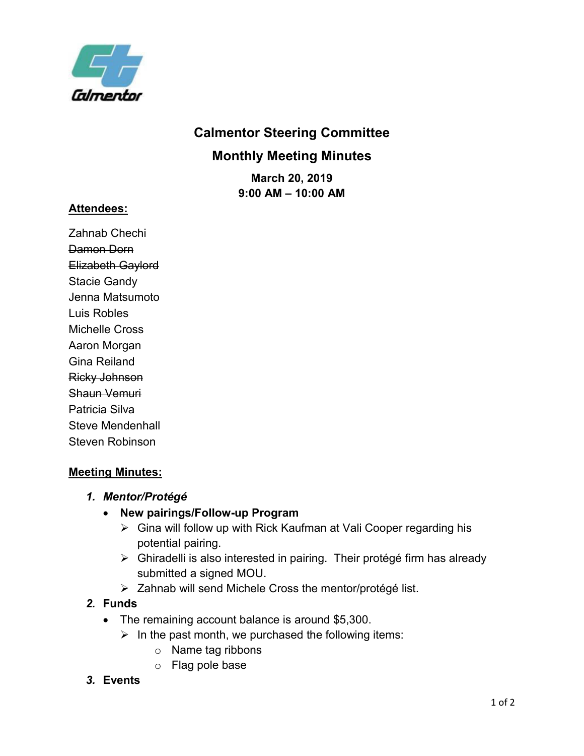Calmentor

# Calmentor Steering Committee

## Monthly Meeting Minutes

**March 20, 2019**
**9:00 AM – 10:00 AM**

**Attendees:**

Zahnab Chechi
~~Damon Dorn~~
~~Elizabeth Gaylord~~
Stacie Gandy
Jenna Matsumoto
Luis Robles
Michelle Cross
Aaron Morgan
Gina Reiland
~~Ricky Johnson~~
~~Shaun Vemuri~~
~~Patricia Silva~~
Steve Mendenhall
Steven Robinson

**Meeting Minutes:**

1. ***Mentor/Protégé***
   - **New pairings/Follow-up Program**
     - Gina will follow up with Rick Kaufman at Vali Cooper regarding his potential pairing.
     - Ghiradelli is also interested in pairing. Their protégé firm has already submitted a signed MOU.
     - Zahnab will send Michele Cross the mentor/protégé list.
2. ***Funds***
   - The remaining account balance is around $5,300.
     - In the past month, we purchased the following items:
       - Name tag ribbons
       - Flag pole base
3. ***Events***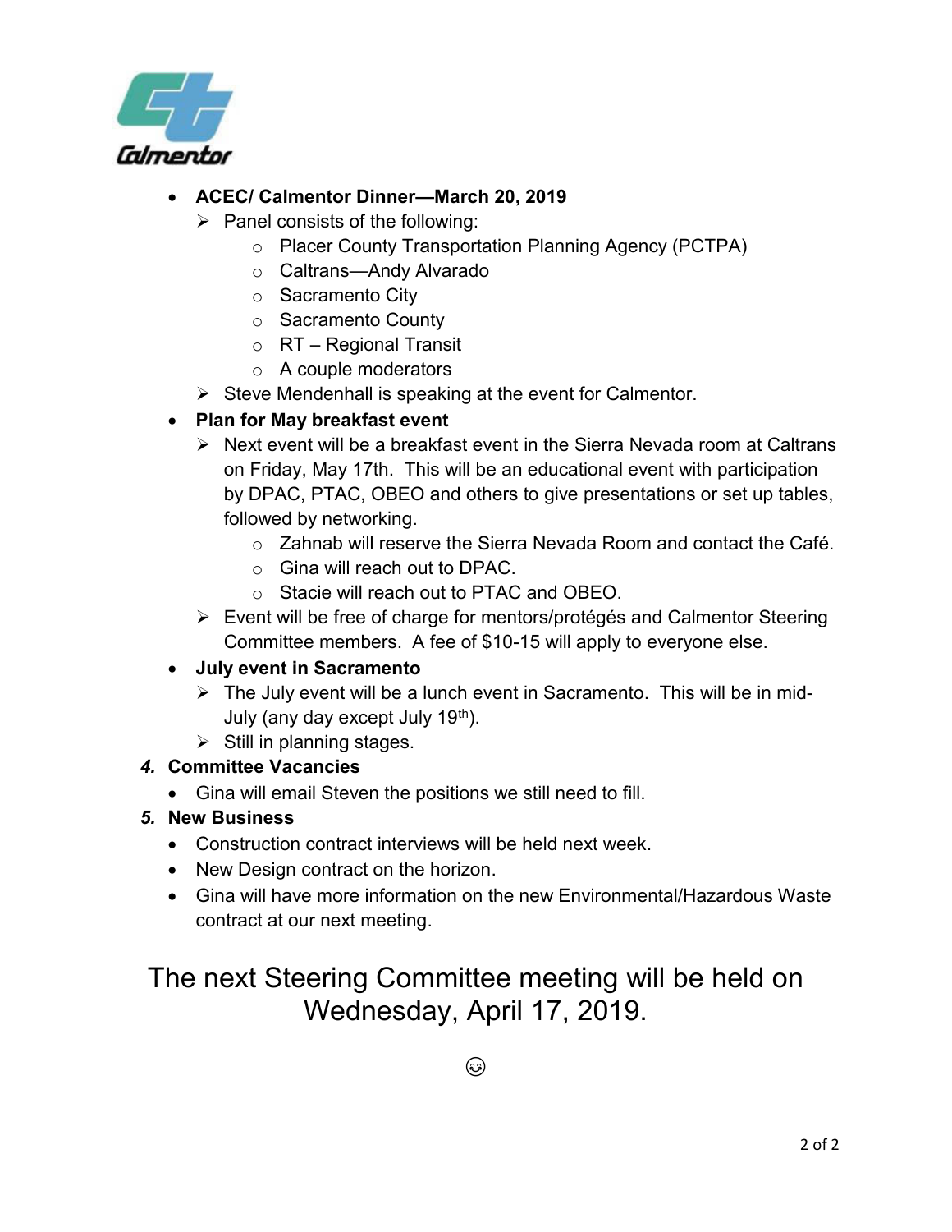- **ACEC/ Calmentor Dinner—March 20, 2019**
  - Panel consists of the following:
    - Placer County Transportation Planning Agency (PCTPA)
    - Caltrans—Andy Alvarado
    - Sacramento City
    - Sacramento County
    - RT – Regional Transit
    - A couple moderators
  - Steve Mendenhall is speaking at the event for Calmentor.
- **Plan for May breakfast event**
  - Next event will be a breakfast event in the Sierra Nevada room at Caltrans on Friday, May 17th. This will be an educational event with participation by DPAC, PTAC, OBEO and others to give presentations or set up tables, followed by networking.
    - Zahnab will reserve the Sierra Nevada Room and contact the Café.
    - Gina will reach out to DPAC.
    - Stacie will reach out to PTAC and OBEO.
  - Event will be free of charge for mentors/protégés and Calmentor Steering Committee members. A fee of $10-15 will apply to everyone else.
- **July event in Sacramento**
  - The July event will be a lunch event in Sacramento. This will be in mid-July (any day except July 19th).
  - Still in planning stages.

***4.*** **Committee Vacancies**

- Gina will email Steven the positions we still need to fill.

***5.*** **New Business**

- Construction contract interviews will be held next week.
- New Design contract on the horizon.
- Gina will have more information on the new Environmental/Hazardous Waste contract at our next meeting.

The next Steering Committee meeting will be held on Wednesday, April 17, 2019.

😊